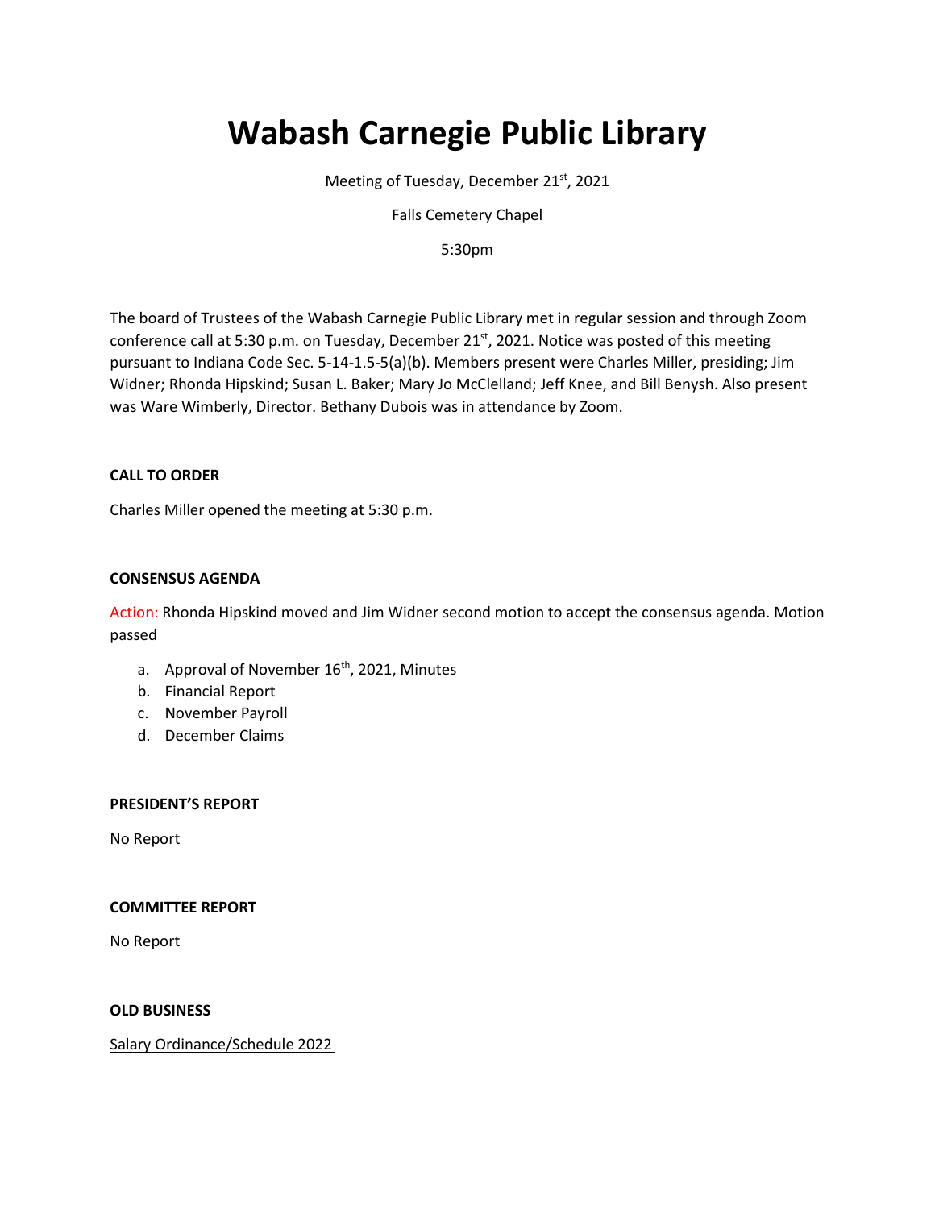# Wabash Carnegie Public Library

Meeting of Tuesday, December 21st, 2021

Falls Cemetery Chapel

5:30pm

The board of Trustees of the Wabash Carnegie Public Library met in regular session and through Zoom conference call at 5:30 p.m. on Tuesday, December 21st, 2021. Notice was posted of this meeting pursuant to Indiana Code Sec. 5-14-1.5-5(a)(b). Members present were Charles Miller, presiding; Jim Widner; Rhonda Hipskind; Susan L. Baker; Mary Jo McClelland; Jeff Knee, and Bill Benysh. Also present was Ware Wimberly, Director. Bethany Dubois was in attendance by Zoom.

**CALL TO ORDER**

Charles Miller opened the meeting at 5:30 p.m.

**CONSENSUS AGENDA**

Action: Rhonda Hipskind moved and Jim Widner second motion to accept the consensus agenda. Motion passed

a. Approval of November 16th, 2021, Minutes
b. Financial Report
c. November Payroll
d. December Claims

**PRESIDENT'S REPORT**

No Report

**COMMITTEE REPORT**

No Report

**OLD BUSINESS**

Salary Ordinance/Schedule 2022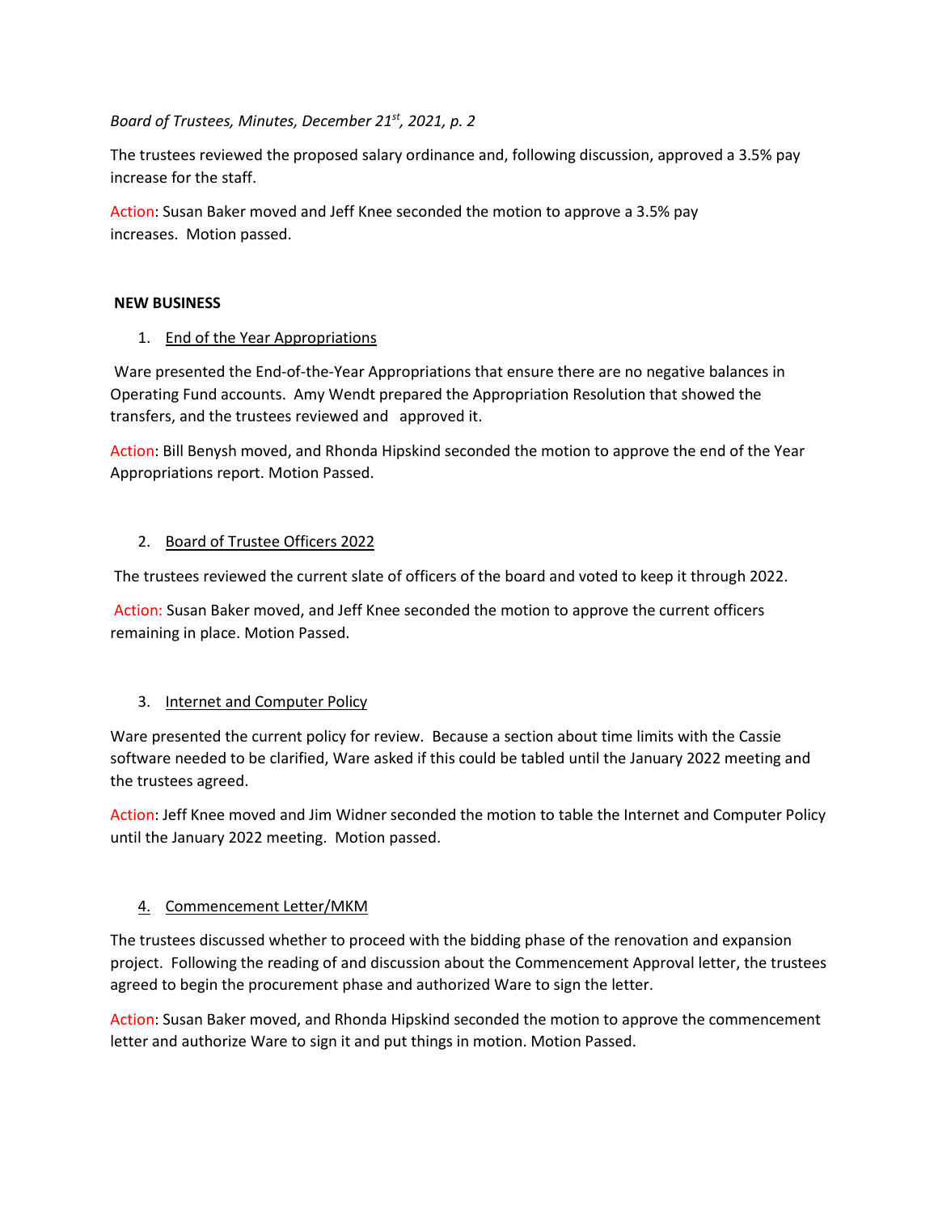*Board of Trustees, Minutes, December 21st, 2021, p. 2*

The trustees reviewed the proposed salary ordinance and, following discussion, approved a 3.5% pay increase for the staff.

Action: Susan Baker moved and Jeff Knee seconded the motion to approve a 3.5% pay increases. Motion passed.

**NEW BUSINESS**

1. End of the Year Appropriations

Ware presented the End-of-the-Year Appropriations that ensure there are no negative balances in Operating Fund accounts. Amy Wendt prepared the Appropriation Resolution that showed the transfers, and the trustees reviewed and approved it.

Action: Bill Benysh moved, and Rhonda Hipskind seconded the motion to approve the end of the Year Appropriations report. Motion Passed.

2. Board of Trustee Officers 2022

The trustees reviewed the current slate of officers of the board and voted to keep it through 2022.

Action: Susan Baker moved, and Jeff Knee seconded the motion to approve the current officers remaining in place. Motion Passed.

3. Internet and Computer Policy

Ware presented the current policy for review. Because a section about time limits with the Cassie software needed to be clarified, Ware asked if this could be tabled until the January 2022 meeting and the trustees agreed.

Action: Jeff Knee moved and Jim Widner seconded the motion to table the Internet and Computer Policy until the January 2022 meeting. Motion passed.

4. Commencement Letter/MKM

The trustees discussed whether to proceed with the bidding phase of the renovation and expansion project. Following the reading of and discussion about the Commencement Approval letter, the trustees agreed to begin the procurement phase and authorized Ware to sign the letter.

Action: Susan Baker moved, and Rhonda Hipskind seconded the motion to approve the commencement letter and authorize Ware to sign it and put things in motion. Motion Passed.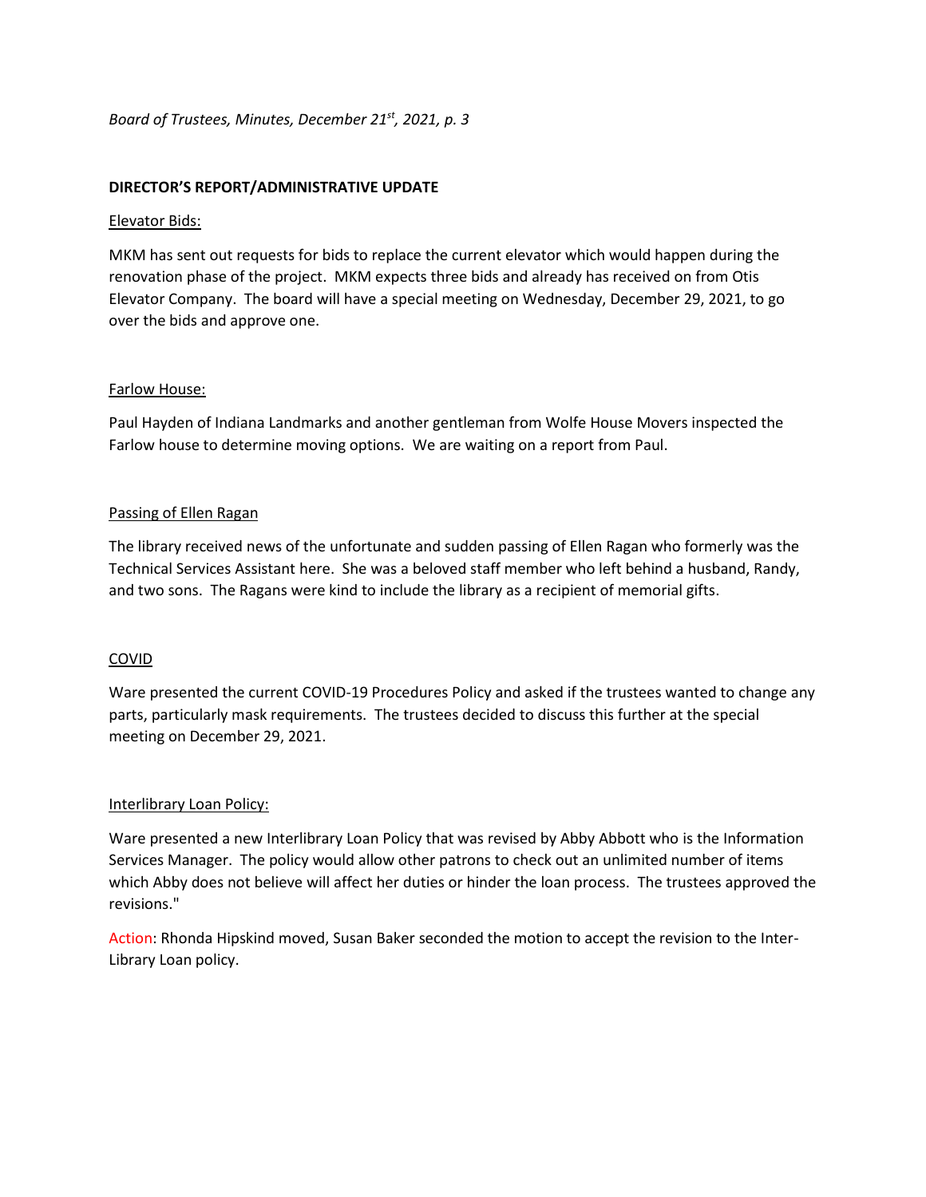## DIRECTOR'S REPORT/ADMINISTRATIVE UPDATE

Elevator Bids:

MKM has sent out requests for bids to replace the current elevator which would happen during the renovation phase of the project. MKM expects three bids and already has received on from Otis Elevator Company. The board will have a special meeting on Wednesday, December 29, 2021, to go over the bids and approve one.

Farlow House:

Paul Hayden of Indiana Landmarks and another gentleman from Wolfe House Movers inspected the Farlow house to determine moving options. We are waiting on a report from Paul.

Passing of Ellen Ragan

The library received news of the unfortunate and sudden passing of Ellen Ragan who formerly was the Technical Services Assistant here. She was a beloved staff member who left behind a husband, Randy, and two sons. The Ragans were kind to include the library as a recipient of memorial gifts.

COVID

Ware presented the current COVID-19 Procedures Policy and asked if the trustees wanted to change any parts, particularly mask requirements. The trustees decided to discuss this further at the special meeting on December 29, 2021.

Interlibrary Loan Policy:

Ware presented a new Interlibrary Loan Policy that was revised by Abby Abbott who is the Information Services Manager. The policy would allow other patrons to check out an unlimited number of items which Abby does not believe will affect her duties or hinder the loan process. The trustees approved the revisions."

Action: Rhonda Hipskind moved, Susan Baker seconded the motion to accept the revision to the Inter-Library Loan policy.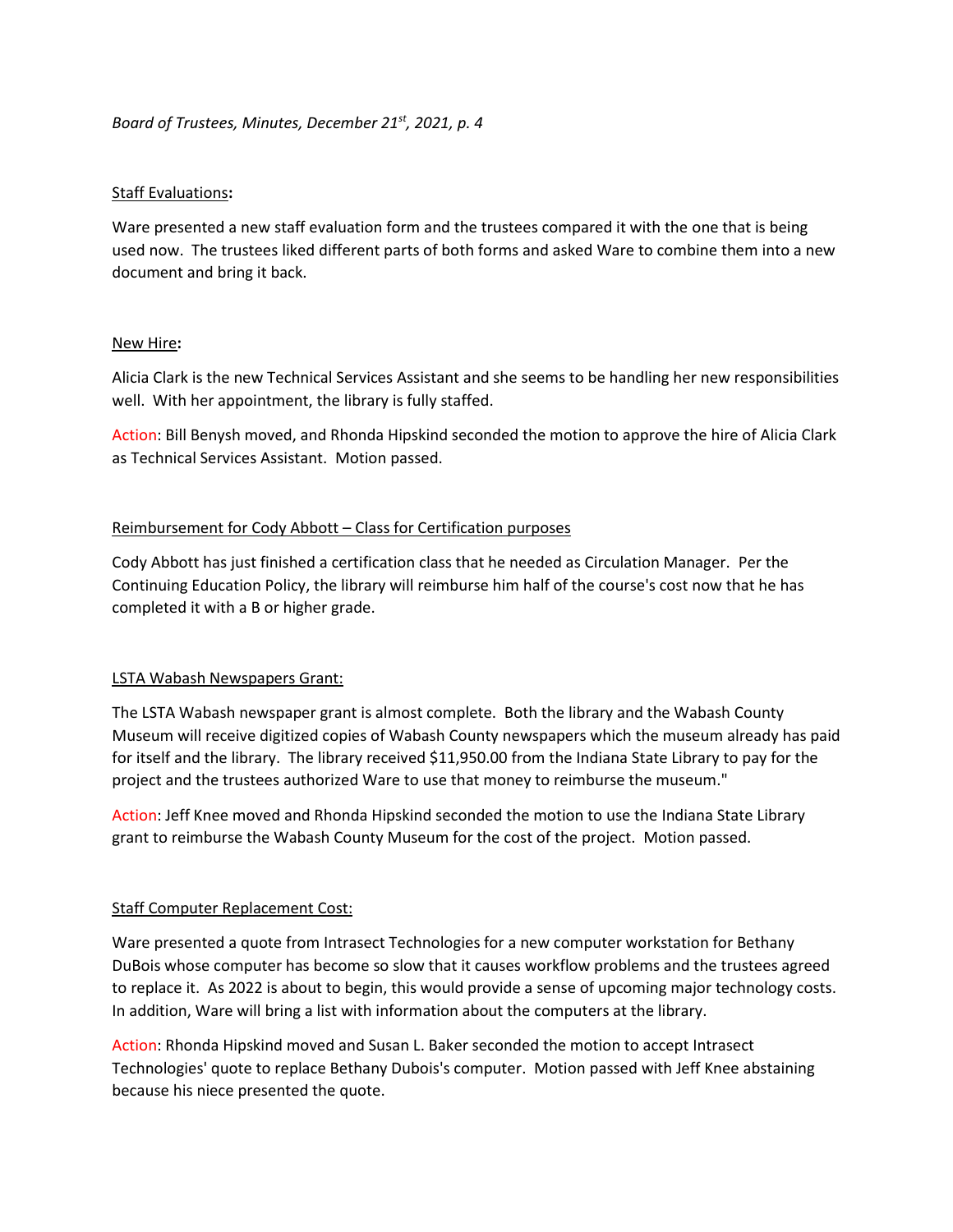Staff Evaluations:

Ware presented a new staff evaluation form and the trustees compared it with the one that is being used now. The trustees liked different parts of both forms and asked Ware to combine them into a new document and bring it back.

New Hire:

Alicia Clark is the new Technical Services Assistant and she seems to be handling her new responsibilities well. With her appointment, the library is fully staffed.

Action: Bill Benysh moved, and Rhonda Hipskind seconded the motion to approve the hire of Alicia Clark as Technical Services Assistant. Motion passed.

Reimbursement for Cody Abbott – Class for Certification purposes

Cody Abbott has just finished a certification class that he needed as Circulation Manager. Per the Continuing Education Policy, the library will reimburse him half of the course's cost now that he has completed it with a B or higher grade.

LSTA Wabash Newspapers Grant:

The LSTA Wabash newspaper grant is almost complete. Both the library and the Wabash County Museum will receive digitized copies of Wabash County newspapers which the museum already has paid for itself and the library. The library received $11,950.00 from the Indiana State Library to pay for the project and the trustees authorized Ware to use that money to reimburse the museum."

Action: Jeff Knee moved and Rhonda Hipskind seconded the motion to use the Indiana State Library grant to reimburse the Wabash County Museum for the cost of the project. Motion passed.

Staff Computer Replacement Cost:

Ware presented a quote from Intrasect Technologies for a new computer workstation for Bethany DuBois whose computer has become so slow that it causes workflow problems and the trustees agreed to replace it. As 2022 is about to begin, this would provide a sense of upcoming major technology costs. In addition, Ware will bring a list with information about the computers at the library.

Action: Rhonda Hipskind moved and Susan L. Baker seconded the motion to accept Intrasect Technologies' quote to replace Bethany Dubois's computer. Motion passed with Jeff Knee abstaining because his niece presented the quote.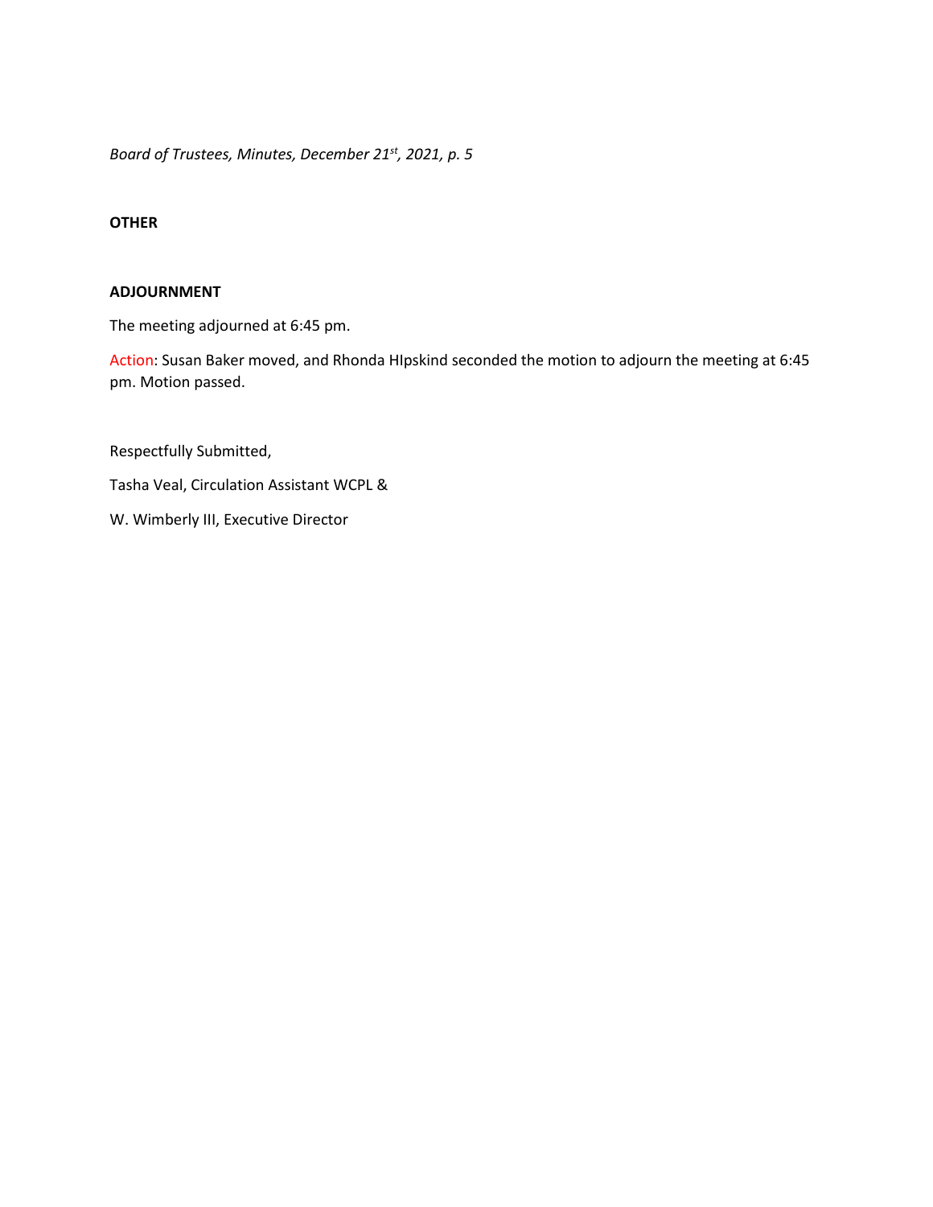**OTHER**

**ADJOURNMENT**

The meeting adjourned at 6:45 pm.

Action: Susan Baker moved, and Rhonda HIpskind seconded the motion to adjourn the meeting at 6:45 pm. Motion passed.

Respectfully Submitted,

Tasha Veal, Circulation Assistant WCPL &

W. Wimberly III, Executive Director